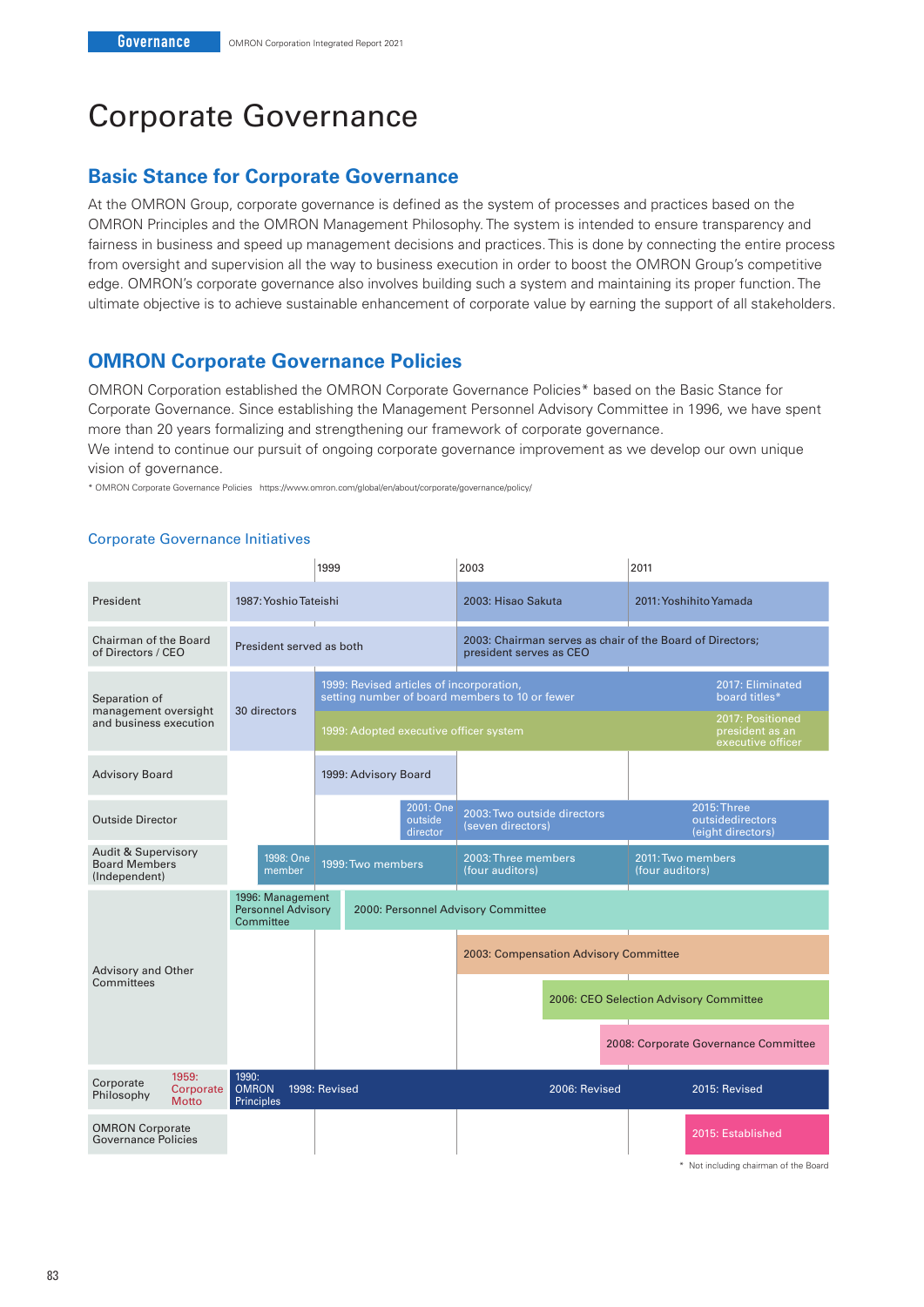# Corporate Governance

## Basic Stance for Corporate Governance

At the OMRON Group, corporate governance is defined as the system of processes and practices based on the OMRON Principles and the OMRON Management Philosophy. The system is intended to ensure transparency and fairness in business and speed up management decisions and practices. This is done by connecting the entire process from oversight and supervision all the way to business execution in order to boost the OMRON Group's competitive edge. OMRON's corporate governance also involves building such a system and maintaining its proper function. The ultimate objective is to achieve sustainable enhancement of corporate value by earning the support of all stakeholders.

## OMRON Corporate Governance Policies

OMRON Corporation established the OMRON Corporate Governance Policies* based on the Basic Stance for Corporate Governance. Since establishing the Management Personnel Advisory Committee in 1996, we have spent more than 20 years formalizing and strengthening our framework of corporate governance.

We intend to continue our pursuit of ongoing corporate governance improvement as we develop our own unique vision of governance.

* OMRON Corporate Governance Policies https://www.omron.com/global/en/about/corporate/governance/policy/

### Corporate Governance Initiatives

| | Before 1999 | 1999 | 2003 | 2011 |
|---|---|---|---|---|
| President | 1987: Yoshio Tateishi | | 2003: Hisao Sakuta | 2011: Yoshihito Yamada |
| Chairman of the Board of Directors / CEO | President served as both | | 2003: Chairman serves as chair of the Board of Directors; president serves as CEO | |
| Separation of management oversight and business execution | 30 directors | 1999: Revised articles of incorporation, setting number of board members to 10 or fewer<br>1999: Adopted executive officer system | | 2017: Eliminated board titles*<br>2017: Positioned president as an executive officer |
| Advisory Board | | 1999: Advisory Board | | |
| Outside Director | | 2001: One outside director | 2003: Two outside directors (seven directors) | 2015: Three outside directors (eight directors) |
| Audit & Supervisory Board Members (Independent) | 1998: One member | 1999: Two members | 2003: Three members (four auditors) | 2011: Two members (four auditors) |
| Advisory and Other Committees | 1996: Management Personnel Advisory Committee | 2000: Personnel Advisory Committee | 2003: Compensation Advisory Committee | 2006: CEO Selection Advisory Committee<br>2008: Corporate Governance Committee |
| Corporate Philosophy | 1959: Corporate Motto<br>1990: OMRON Principles | 1998: Revised | 2006: Revised | 2015: Revised |
| OMRON Corporate Governance Policies | | | | 2015: Established |

* Not including chairman of the Board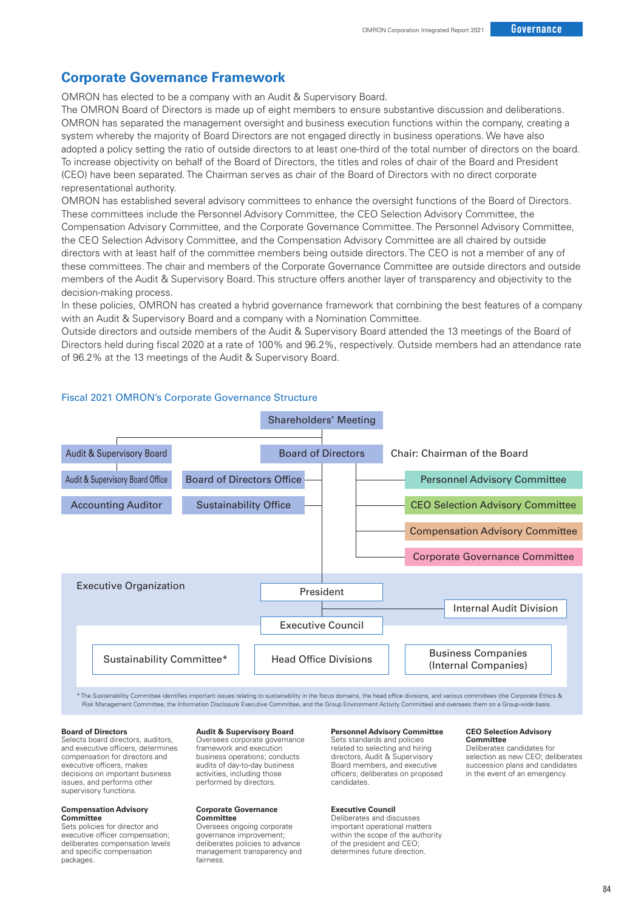## Corporate Governance Framework

OMRON has elected to be a company with an Audit & Supervisory Board.
The OMRON Board of Directors is made up of eight members to ensure substantive discussion and deliberations. OMRON has separated the management oversight and business execution functions within the company, creating a system whereby the majority of Board Directors are not engaged directly in business operations. We have also adopted a policy setting the ratio of outside directors to at least one-third of the total number of directors on the board. To increase objectivity on behalf of the Board of Directors, the titles and roles of chair of the Board and President (CEO) have been separated. The Chairman serves as chair of the Board of Directors with no direct corporate representational authority.
OMRON has established several advisory committees to enhance the oversight functions of the Board of Directors. These committees include the Personnel Advisory Committee, the CEO Selection Advisory Committee, the Compensation Advisory Committee, and the Corporate Governance Committee. The Personnel Advisory Committee, the CEO Selection Advisory Committee, and the Compensation Advisory Committee are all chaired by outside directors with at least half of the committee members being outside directors. The CEO is not a member of any of these committees. The chair and members of the Corporate Governance Committee are outside directors and outside members of the Audit & Supervisory Board. This structure offers another layer of transparency and objectivity to the decision-making process.
In these policies, OMRON has created a hybrid governance framework that combining the best features of a company with an Audit & Supervisory Board and a company with a Nomination Committee.
Outside directors and outside members of the Audit & Supervisory Board attended the 13 meetings of the Board of Directors held during fiscal 2020 at a rate of 100% and 96.2%, respectively. Outside members had an attendance rate of 96.2% at the 13 meetings of the Audit & Supervisory Board.

### Fiscal 2021 OMRON's Corporate Governance Structure

- Shareholders' Meeting
  - Audit & Supervisory Board
    - Audit & Supervisory Board Office
    - Accounting Auditor
  - Board of Directors (Chair: Chairman of the Board)
    - Board of Directors Office
    - Sustainability Office
    - Personnel Advisory Committee
    - CEO Selection Advisory Committee
    - Compensation Advisory Committee
    - Corporate Governance Committee
    - Executive Organization
      - President
        - Internal Audit Division
        - Executive Council
          - Sustainability Committee*
          - Head Office Divisions
          - Business Companies (Internal Companies)

* The Sustainability Committee identifies important issues relating to sustainability in the focus domains, the head office divisions, and various committees (the Corporate Ethics & Risk Management Committee, the Information Disclosure Executive Committee, and the Group Environment Activity Committee) and oversees them on a Group-wide basis.

**Board of Directors**
Selects board directors, auditors, and executive officers, determines compensation for directors and executive officers, makes decisions on important business issues, and performs other supervisory functions.

**Audit & Supervisory Board**
Oversees corporate governance framework and execution business operations; conducts audits of day-to-day business activities, including those performed by directors.

**Personnel Advisory Committee**
Sets standards and policies related to selecting and hiring directors, Audit & Supervisory Board members, and executive officers; deliberates on proposed candidates.

**CEO Selection Advisory Committee**
Deliberates candidates for selection as new CEO; deliberates succession plans and candidates in the event of an emergency.

**Compensation Advisory Committee**
Sets policies for director and executive officer compensation; deliberates compensation levels and specific compensation packages.

**Corporate Governance Committee**
Oversees ongoing corporate governance improvement; deliberates policies to advance management transparency and fairness.

**Executive Council**
Deliberates and discusses important operational matters within the scope of the authority of the president and CEO; determines future direction.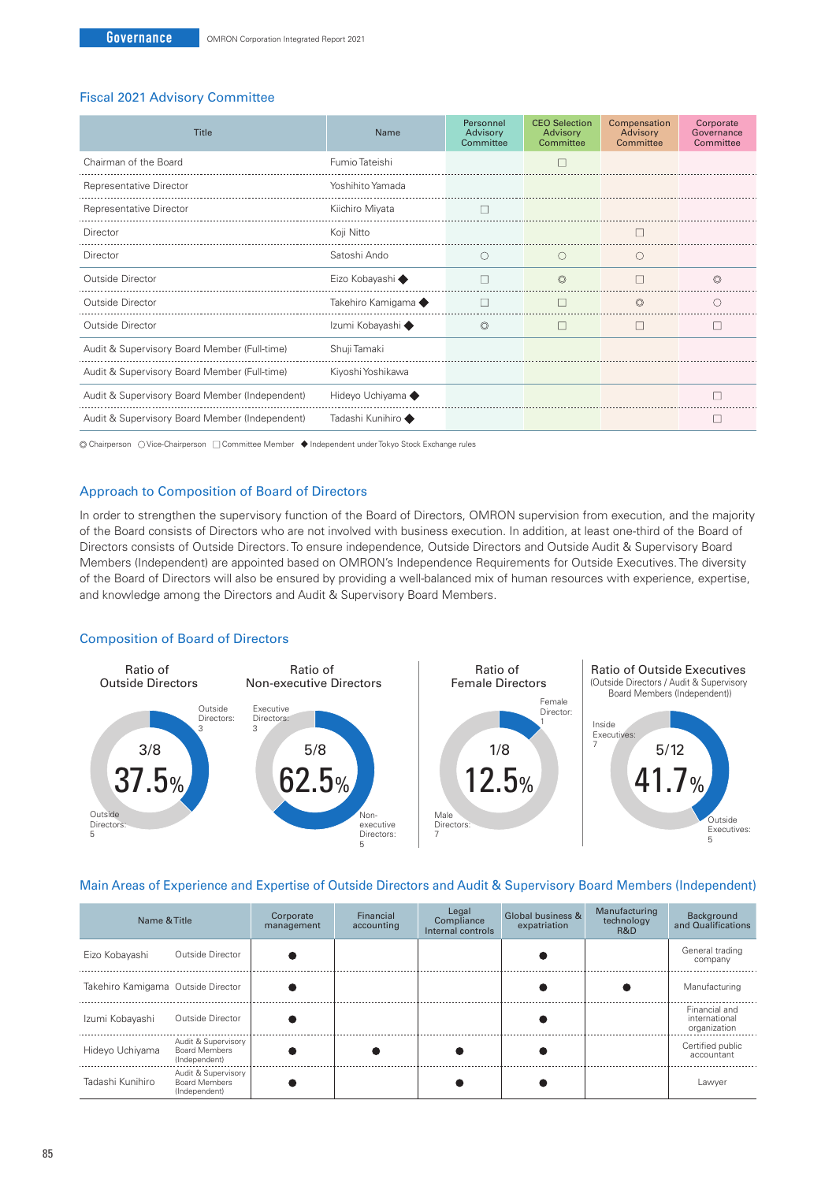## Fiscal 2021 Advisory Committee

| Title | Name | Personnel Advisory Committee | CEO Selection Advisory Committee | Compensation Advisory Committee | Corporate Governance Committee |
|---|---|---|---|---|---|
| Chairman of the Board | Fumio Tateishi | | □ | | |
| Representative Director | Yoshihito Yamada | | | | |
| Representative Director | Kiichiro Miyata | □ | | | |
| Director | Koji Nitto | | | □ | |
| Director | Satoshi Ando | ○ | ○ | ○ | |
| Outside Director | Eizo Kobayashi ◆ | □ | ◎ | □ | ◎ |
| Outside Director | Takehiro Kamigama ◆ | □ | □ | ◎ | ○ |
| Outside Director | Izumi Kobayashi ◆ | ◎ | □ | □ | □ |
| Audit & Supervisory Board Member (Full-time) | Shuji Tamaki | | | | |
| Audit & Supervisory Board Member (Full-time) | Kiyoshi Yoshikawa | | | | |
| Audit & Supervisory Board Member (Independent) | Hideyo Uchiyama ◆ | | | | □ |
| Audit & Supervisory Board Member (Independent) | Tadashi Kunihiro ◆ | | | | □ |

◎ Chairperson ○ Vice-Chairperson □ Committee Member ◆ Independent under Tokyo Stock Exchange rules

## Approach to Composition of Board of Directors

In order to strengthen the supervisory function of the Board of Directors, OMRON supervision from execution, and the majority of the Board consists of Directors who are not involved with business execution. In addition, at least one-third of the Board of Directors consists of Outside Directors. To ensure independence, Outside Directors and Outside Audit & Supervisory Board Members (Independent) are appointed based on OMRON's Independence Requirements for Outside Executives. The diversity of the Board of Directors will also be ensured by providing a well-balanced mix of human resources with experience, expertise, and knowledge among the Directors and Audit & Supervisory Board Members.

## Composition of Board of Directors

**Ratio of Outside Directors**
3/8 37.5%
Outside Directors: 3
Outside Directors: 5

**Ratio of Non-executive Directors**
5/8 62.5%
Executive Directors: 3
Non-executive Directors: 5

**Ratio of Female Directors**
1/8 12.5%
Female Director: 1
Male Directors: 7

**Ratio of Outside Executives**
(Outside Directors / Audit & Supervisory Board Members (Independent))
5/12 41.7%
Inside Executives: 7
Outside Executives: 5

## Main Areas of Experience and Expertise of Outside Directors and Audit & Supervisory Board Members (Independent)

| Name | Title | Corporate management | Financial accounting | Legal Compliance Internal controls | Global business & expatriation | Manufacturing technology R&D | Background and Qualifications |
|---|---|---|---|---|---|---|---|
| Eizo Kobayashi | Outside Director | ● | | | ● | | General trading company |
| Takehiro Kamigama | Outside Director | ● | | | ● | ● | Manufacturing |
| Izumi Kobayashi | Outside Director | ● | | | ● | | Financial and international organization |
| Hideyo Uchiyama | Audit & Supervisory Board Members (Independent) | ● | ● | ● | ● | | Certified public accountant |
| Tadashi Kunihiro | Audit & Supervisory Board Members (Independent) | ● | | ● | ● | | Lawyer |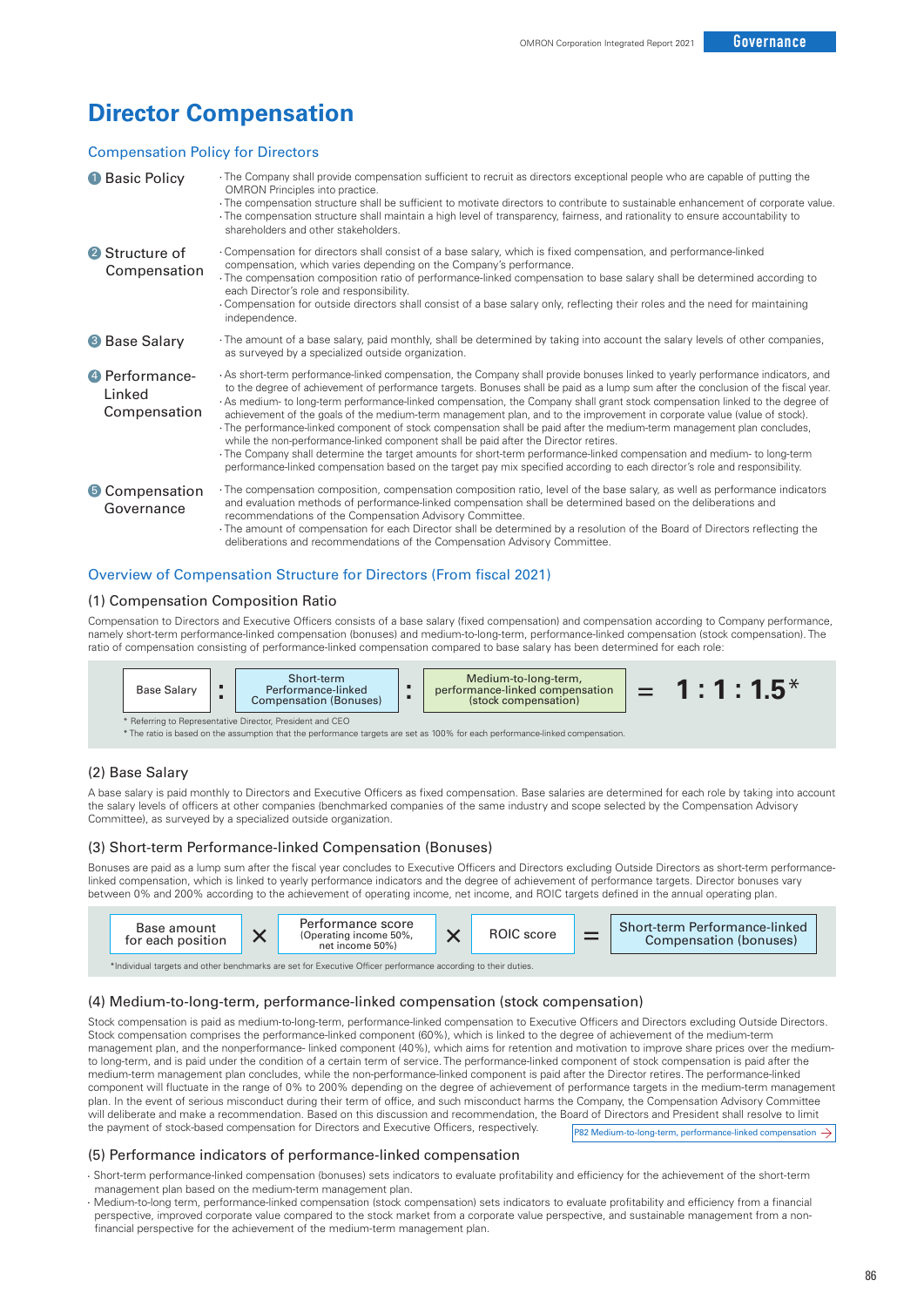# Director Compensation

## Compensation Policy for Directors

| | |
|---|---|
| ❶ Basic Policy | · The Company shall provide compensation sufficient to recruit as directors exceptional people who are capable of putting the OMRON Principles into practice.<br>· The compensation structure shall be sufficient to motivate directors to contribute to sustainable enhancement of corporate value.<br>· The compensation structure shall maintain a high level of transparency, fairness, and rationality to ensure accountability to shareholders and other stakeholders. |
| ❷ Structure of Compensation | · Compensation for directors shall consist of a base salary, which is fixed compensation, and performance-linked compensation, which varies depending on the Company's performance.<br>· The compensation composition ratio of performance-linked compensation to base salary shall be determined according to each Director's role and responsibility.<br>· Compensation for outside directors shall consist of a base salary only, reflecting their roles and the need for maintaining independence. |
| ❸ Base Salary | · The amount of a base salary, paid monthly, shall be determined by taking into account the salary levels of other companies, as surveyed by a specialized outside organization. |
| ❹ Performance-Linked Compensation | · As short-term performance-linked compensation, the Company shall provide bonuses linked to yearly performance indicators, and to the degree of achievement of performance targets. Bonuses shall be paid as a lump sum after the conclusion of the fiscal year.<br>· As medium- to long-term performance-linked compensation, the Company shall grant stock compensation linked to the degree of achievement of the goals of the medium-term management plan, and to the improvement in corporate value (value of stock).<br>· The performance-linked component of stock compensation shall be paid after the medium-term management plan concludes, while the non-performance-linked component shall be paid after the Director retires.<br>· The Company shall determine the target amounts for short-term performance-linked compensation and medium- to long-term performance-linked compensation based on the target pay mix specified according to each director's role and responsibility. |
| ❺ Compensation Governance | · The compensation composition, compensation composition ratio, level of the base salary, as well as performance indicators and evaluation methods of performance-linked compensation shall be determined based on the deliberations and recommendations of the Compensation Advisory Committee.<br>· The amount of compensation for each Director shall be determined by a resolution of the Board of Directors reflecting the deliberations and recommendations of the Compensation Advisory Committee. |

## Overview of Compensation Structure for Directors (From fiscal 2021)

### (1) Compensation Composition Ratio

Compensation to Directors and Executive Officers consists of a base salary (fixed compensation) and compensation according to Company performance, namely short-term performance-linked compensation (bonuses) and medium-to-long-term, performance-linked compensation (stock compensation). The ratio of compensation consisting of performance-linked compensation compared to base salary has been determined for each role:

Base Salary : Short-term Performance-linked Compensation (Bonuses) : Medium-to-long-term, performance-linked compensation (stock compensation) = **1 : 1 : 1.5***

\* Referring to Representative Director, President and CEO
\* The ratio is based on the assumption that the performance targets are set as 100% for each performance-linked compensation.

### (2) Base Salary

A base salary is paid monthly to Directors and Executive Officers as fixed compensation. Base salaries are determined for each role by taking into account the salary levels of officers at other companies (benchmarked companies of the same industry and scope selected by the Compensation Advisory Committee), as surveyed by a specialized outside organization.

### (3) Short-term Performance-linked Compensation (Bonuses)

Bonuses are paid as a lump sum after the fiscal year concludes to Executive Officers and Directors excluding Outside Directors as short-term performance-linked compensation, which is linked to yearly performance indicators and the degree of achievement of performance targets. Director bonuses vary between 0% and 200% according to the achievement of operating income, net income, and ROIC targets defined in the annual operating plan.

Base amount for each position × Performance score (Operating income 50%, net income 50%) × ROIC score = Short-term Performance-linked Compensation (bonuses)

\*Individual targets and other benchmarks are set for Executive Officer performance according to their duties.

### (4) Medium-to-long-term, performance-linked compensation (stock compensation)

Stock compensation is paid as medium-to-long-term, performance-linked compensation to Executive Officers and Directors excluding Outside Directors. Stock compensation comprises the performance-linked component (60%), which is linked to the degree of achievement of the medium-term management plan, and the nonperformance- linked component (40%), which aims for retention and motivation to improve share prices over the medium-to long-term, and is paid under the condition of a certain term of service. The performance-linked component of stock compensation is paid after the medium-term management plan concludes, while the non-performance-linked component is paid after the Director retires. The performance-linked component will fluctuate in the range of 0% to 200% depending on the degree of achievement of performance targets in the medium-term management plan. In the event of serious misconduct during their term of office, and such misconduct harms the Company, the Compensation Advisory Committee will deliberate and make a recommendation. Based on this discussion and recommendation, the Board of Directors and President shall resolve to limit the payment of stock-based compensation for Directors and Executive Officers, respectively.

P82 Medium-to-long-term, performance-linked compensation →

### (5) Performance indicators of performance-linked compensation

- Short-term performance-linked compensation (bonuses) sets indicators to evaluate profitability and efficiency for the achievement of the short-term management plan based on the medium-term management plan.
- Medium-to-long term, performance-linked compensation (stock compensation) sets indicators to evaluate profitability and efficiency from a financial perspective, improved corporate value compared to the stock market from a corporate value perspective, and sustainable management from a non-financial perspective for the achievement of the medium-term management plan.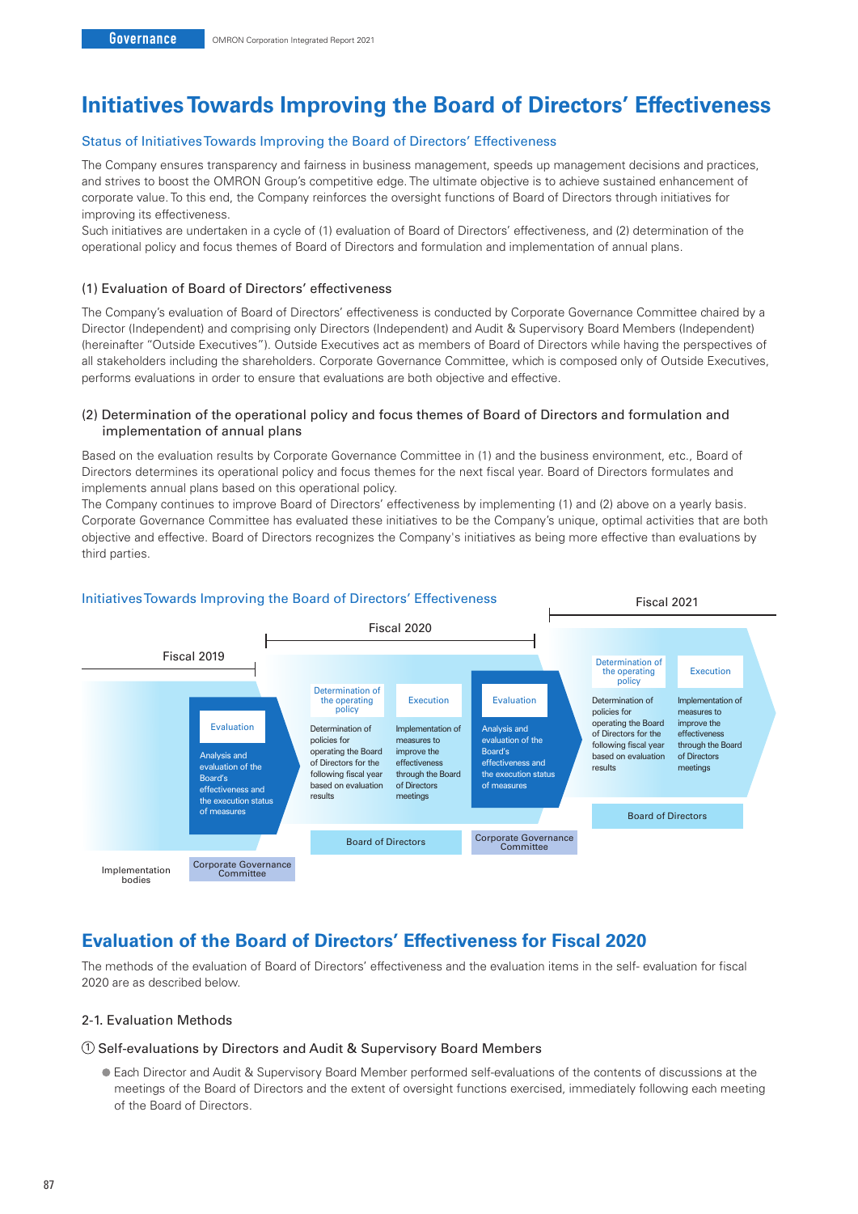# Initiatives Towards Improving the Board of Directors' Effectiveness

## Status of Initiatives Towards Improving the Board of Directors' Effectiveness

The Company ensures transparency and fairness in business management, speeds up management decisions and practices, and strives to boost the OMRON Group's competitive edge. The ultimate objective is to achieve sustained enhancement of corporate value. To this end, the Company reinforces the oversight functions of Board of Directors through initiatives for improving its effectiveness.

Such initiatives are undertaken in a cycle of (1) evaluation of Board of Directors' effectiveness, and (2) determination of the operational policy and focus themes of Board of Directors and formulation and implementation of annual plans.

### (1) Evaluation of Board of Directors' effectiveness

The Company's evaluation of Board of Directors' effectiveness is conducted by Corporate Governance Committee chaired by a Director (Independent) and comprising only Directors (Independent) and Audit & Supervisory Board Members (Independent) (hereinafter "Outside Executives"). Outside Executives act as members of Board of Directors while having the perspectives of all stakeholders including the shareholders. Corporate Governance Committee, which is composed only of Outside Executives, performs evaluations in order to ensure that evaluations are both objective and effective.

### (2) Determination of the operational policy and focus themes of Board of Directors and formulation and implementation of annual plans

Based on the evaluation results by Corporate Governance Committee in (1) and the business environment, etc., Board of Directors determines its operational policy and focus themes for the next fiscal year. Board of Directors formulates and implements annual plans based on this operational policy.

The Company continues to improve Board of Directors' effectiveness by implementing (1) and (2) above on a yearly basis. Corporate Governance Committee has evaluated these initiatives to be the Company's unique, optimal activities that are both objective and effective. Board of Directors recognizes the Company's initiatives as being more effective than evaluations by third parties.

### Initiatives Towards Improving the Board of Directors' Effectiveness

| | Fiscal 2019 | Fiscal 2020 | | | Fiscal 2021 | |
|---|---|---|---|---|---|---|
| | Evaluation | Determination of the operational policy | Execution | Evaluation | Determination of the operational policy | Execution |
| | Analysis and evaluation of the Board's effectiveness and the execution status of measures | Determination of policies for operating the Board of Directors for the following fiscal year based on evaluation results | Implementation of measures to improve the effectiveness through the Board of Directors meetings | Analysis and evaluation of the Board's effectiveness and the execution status of measures | Determination of policies for operating the Board of Directors for the following fiscal year based on evaluation results | Implementation of measures to improve the effectiveness through the Board of Directors meetings |
| Implementation bodies | Corporate Governance Committee | Board of Directors | | Corporate Governance Committee | Board of Directors | |

# Evaluation of the Board of Directors' Effectiveness for Fiscal 2020

The methods of the evaluation of Board of Directors' effectiveness and the evaluation items in the self- evaluation for fiscal 2020 are as described below.

### 2-1. Evaluation Methods

#### ① Self-evaluations by Directors and Audit & Supervisory Board Members

- Each Director and Audit & Supervisory Board Member performed self-evaluations of the contents of discussions at the meetings of the Board of Directors and the extent of oversight functions exercised, immediately following each meeting of the Board of Directors.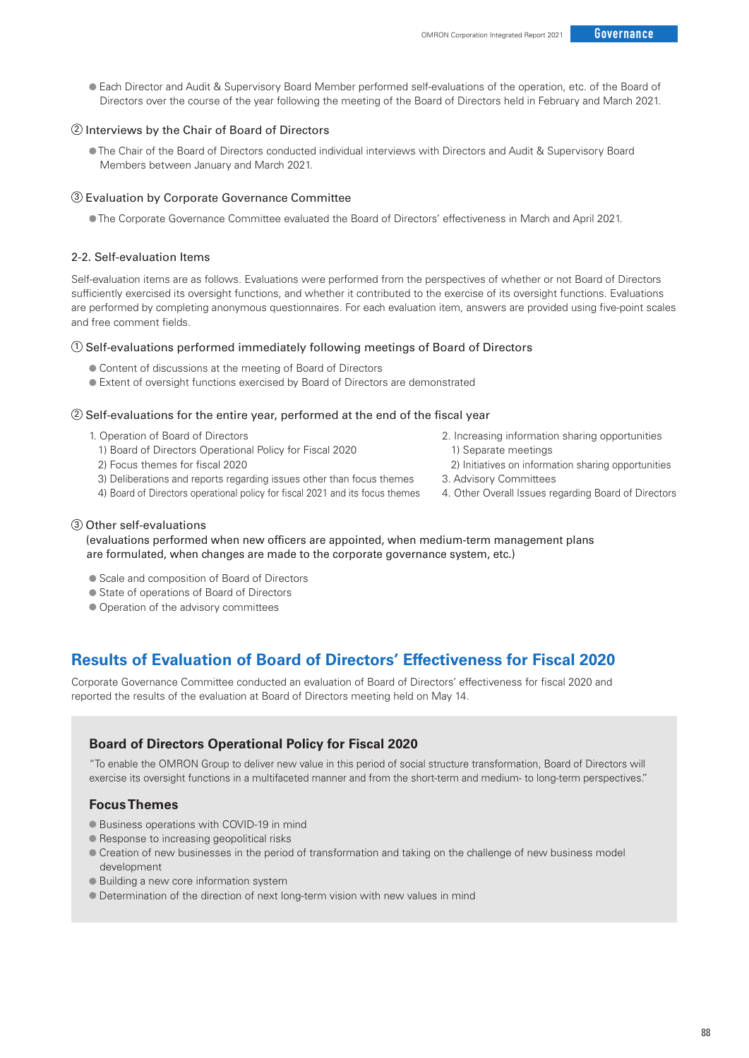● Each Director and Audit & Supervisory Board Member performed self-evaluations of the operation, etc. of the Board of Directors over the course of the year following the meeting of the Board of Directors held in February and March 2021.

② Interviews by the Chair of Board of Directors

● The Chair of the Board of Directors conducted individual interviews with Directors and Audit & Supervisory Board Members between January and March 2021.

③ Evaluation by Corporate Governance Committee

● The Corporate Governance Committee evaluated the Board of Directors' effectiveness in March and April 2021.

### 2-2. Self-evaluation Items

Self-evaluation items are as follows. Evaluations were performed from the perspectives of whether or not Board of Directors sufficiently exercised its oversight functions, and whether it contributed to the exercise of its oversight functions. Evaluations are performed by completing anonymous questionnaires. For each evaluation item, answers are provided using five-point scales and free comment fields.

① Self-evaluations performed immediately following meetings of Board of Directors

● Content of discussions at the meeting of Board of Directors
● Extent of oversight functions exercised by Board of Directors are demonstrated

② Self-evaluations for the entire year, performed at the end of the fiscal year

1. Operation of Board of Directors
   1) Board of Directors Operational Policy for Fiscal 2020
   2) Focus themes for fiscal 2020
   3) Deliberations and reports regarding issues other than focus themes
   4) Board of Directors operational policy for fiscal 2021 and its focus themes
2. Increasing information sharing opportunities
   1) Separate meetings
   2) Initiatives on information sharing opportunities
3. Advisory Committees
4. Other Overall Issues regarding Board of Directors

③ Other self-evaluations
(evaluations performed when new officers are appointed, when medium-term management plans are formulated, when changes are made to the corporate governance system, etc.)

● Scale and composition of Board of Directors
● State of operations of Board of Directors
● Operation of the advisory committees

## Results of Evaluation of Board of Directors' Effectiveness for Fiscal 2020

Corporate Governance Committee conducted an evaluation of Board of Directors' effectiveness for fiscal 2020 and reported the results of the evaluation at Board of Directors meeting held on May 14.

### Board of Directors Operational Policy for Fiscal 2020

"To enable the OMRON Group to deliver new value in this period of social structure transformation, Board of Directors will exercise its oversight functions in a multifaceted manner and from the short-term and medium- to long-term perspectives."

### Focus Themes

● Business operations with COVID-19 in mind
● Response to increasing geopolitical risks
● Creation of new businesses in the period of transformation and taking on the challenge of new business model development
● Building a new core information system
● Determination of the direction of next long-term vision with new values in mind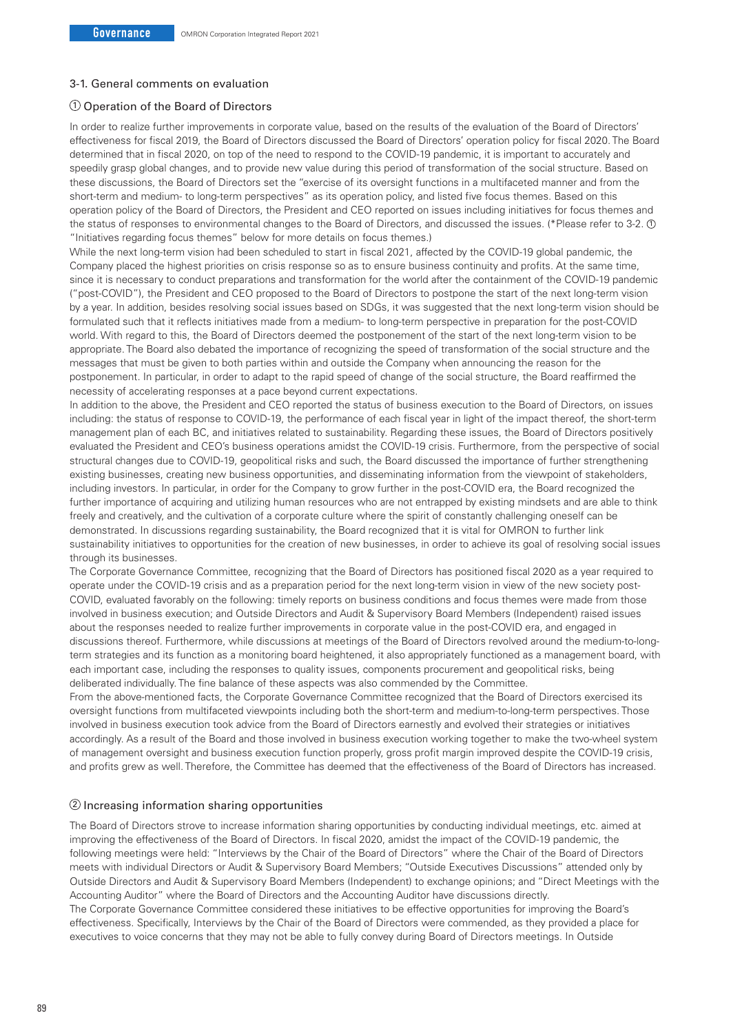### 3-1. General comments on evaluation

#### ① Operation of the Board of Directors

In order to realize further improvements in corporate value, based on the results of the evaluation of the Board of Directors' effectiveness for fiscal 2019, the Board of Directors discussed the Board of Directors' operation policy for fiscal 2020. The Board determined that in fiscal 2020, on top of the need to respond to the COVID-19 pandemic, it is important to accurately and speedily grasp global changes, and to provide new value during this period of transformation of the social structure. Based on these discussions, the Board of Directors set the "exercise of its oversight functions in a multifaceted manner and from the short-term and medium- to long-term perspectives" as its operation policy, and listed five focus themes. Based on this operation policy of the Board of Directors, the President and CEO reported on issues including initiatives for focus themes and the status of responses to environmental changes to the Board of Directors, and discussed the issues. (*Please refer to 3-2. ① "Initiatives regarding focus themes" below for more details on focus themes.)

While the next long-term vision had been scheduled to start in fiscal 2021, affected by the COVID-19 global pandemic, the Company placed the highest priorities on crisis response so as to ensure business continuity and profits. At the same time, since it is necessary to conduct preparations and transformation for the world after the containment of the COVID-19 pandemic ("post-COVID"), the President and CEO proposed to the Board of Directors to postpone the start of the next long-term vision by a year. In addition, besides resolving social issues based on SDGs, it was suggested that the next long-term vision should be formulated such that it reflects initiatives made from a medium- to long-term perspective in preparation for the post-COVID world. With regard to this, the Board of Directors deemed the postponement of the start of the next long-term vision to be appropriate. The Board also debated the importance of recognizing the speed of transformation of the social structure and the messages that must be given to both parties within and outside the Company when announcing the reason for the postponement. In particular, in order to adapt to the rapid speed of change of the social structure, the Board reaffirmed the necessity of accelerating responses at a pace beyond current expectations.

In addition to the above, the President and CEO reported the status of business execution to the Board of Directors, on issues including: the status of response to COVID-19, the performance of each fiscal year in light of the impact thereof, the short-term management plan of each BC, and initiatives related to sustainability. Regarding these issues, the Board of Directors positively evaluated the President and CEO's business operations amidst the COVID-19 crisis. Furthermore, from the perspective of social structural changes due to COVID-19, geopolitical risks and such, the Board discussed the importance of further strengthening existing businesses, creating new business opportunities, and disseminating information from the viewpoint of stakeholders, including investors. In particular, in order for the Company to grow further in the post-COVID era, the Board recognized the further importance of acquiring and utilizing human resources who are not entrapped by existing mindsets and are able to think freely and creatively, and the cultivation of a corporate culture where the spirit of constantly challenging oneself can be demonstrated. In discussions regarding sustainability, the Board recognized that it is vital for OMRON to further link sustainability initiatives to opportunities for the creation of new businesses, in order to achieve its goal of resolving social issues through its businesses.

The Corporate Governance Committee, recognizing that the Board of Directors has positioned fiscal 2020 as a year required to operate under the COVID-19 crisis and as a preparation period for the next long-term vision in view of the new society post-COVID, evaluated favorably on the following: timely reports on business conditions and focus themes were made from those involved in business execution; and Outside Directors and Audit & Supervisory Board Members (Independent) raised issues about the responses needed to realize further improvements in corporate value in the post-COVID era, and engaged in discussions thereof. Furthermore, while discussions at meetings of the Board of Directors revolved around the medium-to-long-term strategies and its function as a monitoring board heightened, it also appropriately functioned as a management board, with each important case, including the responses to quality issues, components procurement and geopolitical risks, being deliberated individually. The fine balance of these aspects was also commended by the Committee.

From the above-mentioned facts, the Corporate Governance Committee recognized that the Board of Directors exercised its oversight functions from multifaceted viewpoints including both the short-term and medium-to-long-term perspectives. Those involved in business execution took advice from the Board of Directors earnestly and evolved their strategies or initiatives accordingly. As a result of the Board and those involved in business execution working together to make the two-wheel system of management oversight and business execution function properly, gross profit margin improved despite the COVID-19 crisis, and profits grew as well. Therefore, the Committee has deemed that the effectiveness of the Board of Directors has increased.

#### ② Increasing information sharing opportunities

The Board of Directors strove to increase information sharing opportunities by conducting individual meetings, etc. aimed at improving the effectiveness of the Board of Directors. In fiscal 2020, amidst the impact of the COVID-19 pandemic, the following meetings were held: "Interviews by the Chair of the Board of Directors" where the Chair of the Board of Directors meets with individual Directors or Audit & Supervisory Board Members; "Outside Executives Discussions" attended only by Outside Directors and Audit & Supervisory Board Members (Independent) to exchange opinions; and "Direct Meetings with the Accounting Auditor" where the Board of Directors and the Accounting Auditor have discussions directly.

The Corporate Governance Committee considered these initiatives to be effective opportunities for improving the Board's effectiveness. Specifically, Interviews by the Chair of the Board of Directors were commended, as they provided a place for executives to voice concerns that they may not be able to fully convey during Board of Directors meetings. In Outside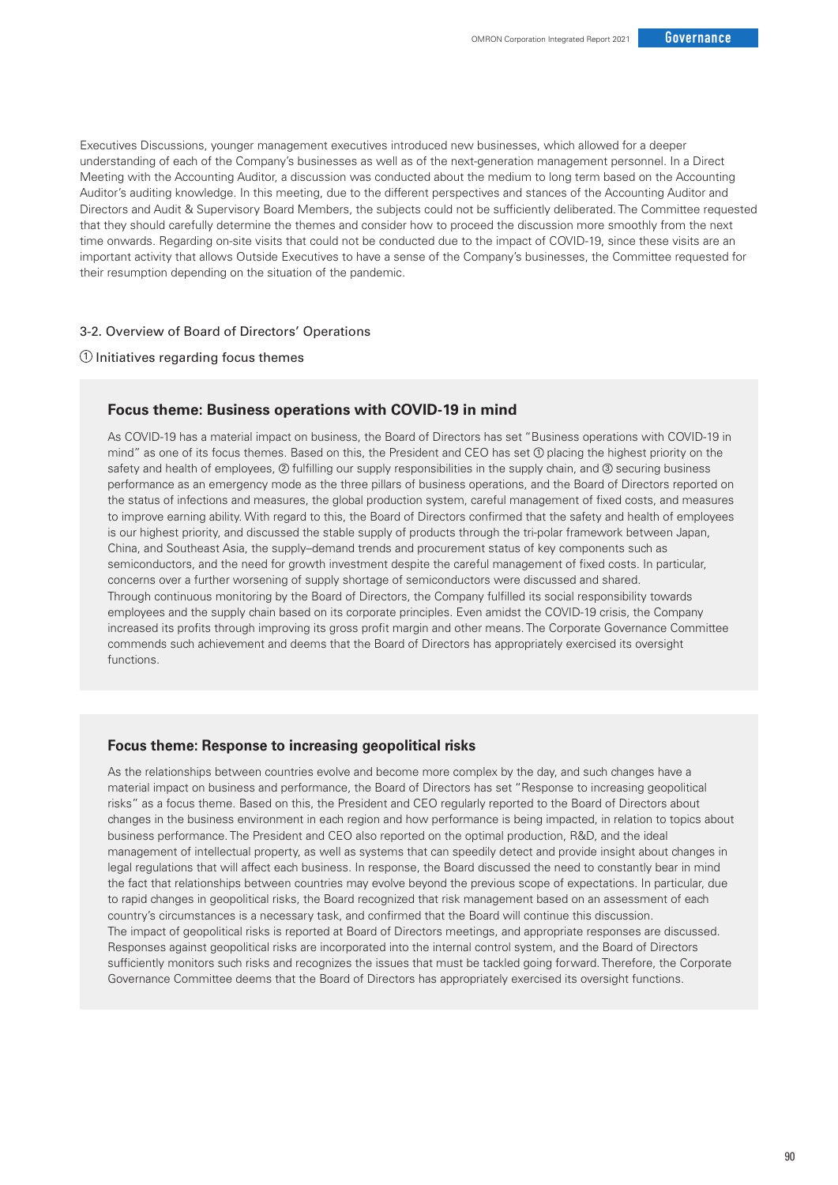Executives Discussions, younger management executives introduced new businesses, which allowed for a deeper understanding of each of the Company's businesses as well as of the next-generation management personnel. In a Direct Meeting with the Accounting Auditor, a discussion was conducted about the medium to long term based on the Accounting Auditor's auditing knowledge. In this meeting, due to the different perspectives and stances of the Accounting Auditor and Directors and Audit & Supervisory Board Members, the subjects could not be sufficiently deliberated. The Committee requested that they should carefully determine the themes and consider how to proceed the discussion more smoothly from the next time onwards. Regarding on-site visits that could not be conducted due to the impact of COVID-19, since these visits are an important activity that allows Outside Executives to have a sense of the Company's businesses, the Committee requested for their resumption depending on the situation of the pandemic.

### 3-2. Overview of Board of Directors' Operations

① Initiatives regarding focus themes

#### Focus theme: Business operations with COVID-19 in mind

As COVID-19 has a material impact on business, the Board of Directors has set "Business operations with COVID-19 in mind" as one of its focus themes. Based on this, the President and CEO has set ① placing the highest priority on the safety and health of employees, ② fulfilling our supply responsibilities in the supply chain, and ③ securing business performance as an emergency mode as the three pillars of business operations, and the Board of Directors reported on the status of infections and measures, the global production system, careful management of fixed costs, and measures to improve earning ability. With regard to this, the Board of Directors confirmed that the safety and health of employees is our highest priority, and discussed the stable supply of products through the tri-polar framework between Japan, China, and Southeast Asia, the supply–demand trends and procurement status of key components such as semiconductors, and the need for growth investment despite the careful management of fixed costs. In particular, concerns over a further worsening of supply shortage of semiconductors were discussed and shared.
Through continuous monitoring by the Board of Directors, the Company fulfilled its social responsibility towards employees and the supply chain based on its corporate principles. Even amidst the COVID-19 crisis, the Company increased its profits through improving its gross profit margin and other means. The Corporate Governance Committee commends such achievement and deems that the Board of Directors has appropriately exercised its oversight functions.

#### Focus theme: Response to increasing geopolitical risks

As the relationships between countries evolve and become more complex by the day, and such changes have a material impact on business and performance, the Board of Directors has set "Response to increasing geopolitical risks" as a focus theme. Based on this, the President and CEO regularly reported to the Board of Directors about changes in the business environment in each region and how performance is being impacted, in relation to topics about business performance. The President and CEO also reported on the optimal production, R&D, and the ideal management of intellectual property, as well as systems that can speedily detect and provide insight about changes in legal regulations that will affect each business. In response, the Board discussed the need to constantly bear in mind the fact that relationships between countries may evolve beyond the previous scope of expectations. In particular, due to rapid changes in geopolitical risks, the Board recognized that risk management based on an assessment of each country's circumstances is a necessary task, and confirmed that the Board will continue this discussion.
The impact of geopolitical risks is reported at Board of Directors meetings, and appropriate responses are discussed. Responses against geopolitical risks are incorporated into the internal control system, and the Board of Directors sufficiently monitors such risks and recognizes the issues that must be tackled going forward. Therefore, the Corporate Governance Committee deems that the Board of Directors has appropriately exercised its oversight functions.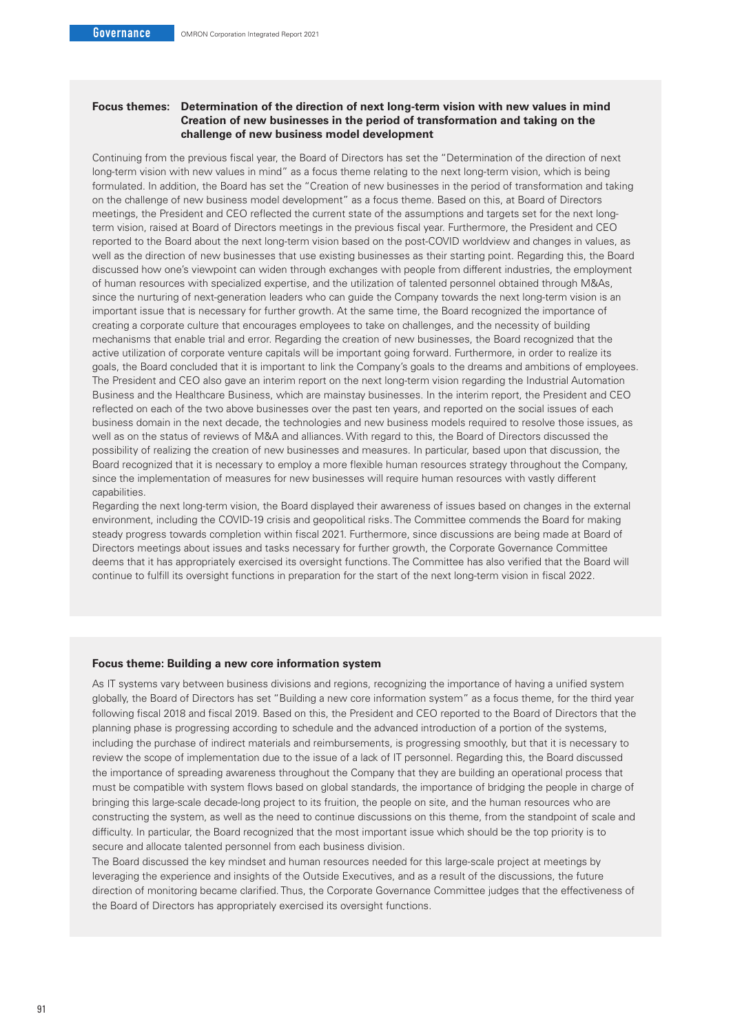**Focus themes: Determination of the direction of next long-term vision with new values in mind Creation of new businesses in the period of transformation and taking on the challenge of new business model development**

Continuing from the previous fiscal year, the Board of Directors has set the "Determination of the direction of next long-term vision with new values in mind" as a focus theme relating to the next long-term vision, which is being formulated. In addition, the Board has set the "Creation of new businesses in the period of transformation and taking on the challenge of new business model development" as a focus theme. Based on this, at Board of Directors meetings, the President and CEO reflected the current state of the assumptions and targets set for the next long-term vision, raised at Board of Directors meetings in the previous fiscal year. Furthermore, the President and CEO reported to the Board about the next long-term vision based on the post-COVID worldview and changes in values, as well as the direction of new businesses that use existing businesses as their starting point. Regarding this, the Board discussed how one's viewpoint can widen through exchanges with people from different industries, the employment of human resources with specialized expertise, and the utilization of talented personnel obtained through M&As, since the nurturing of next-generation leaders who can guide the Company towards the next long-term vision is an important issue that is necessary for further growth. At the same time, the Board recognized the importance of creating a corporate culture that encourages employees to take on challenges, and the necessity of building mechanisms that enable trial and error. Regarding the creation of new businesses, the Board recognized that the active utilization of corporate venture capitals will be important going forward. Furthermore, in order to realize its goals, the Board concluded that it is important to link the Company's goals to the dreams and ambitions of employees. The President and CEO also gave an interim report on the next long-term vision regarding the Industrial Automation Business and the Healthcare Business, which are mainstay businesses. In the interim report, the President and CEO reflected on each of the two above businesses over the past ten years, and reported on the social issues of each business domain in the next decade, the technologies and new business models required to resolve those issues, as well as on the status of reviews of M&A and alliances. With regard to this, the Board of Directors discussed the possibility of realizing the creation of new businesses and measures. In particular, based upon that discussion, the Board recognized that it is necessary to employ a more flexible human resources strategy throughout the Company, since the implementation of measures for new businesses will require human resources with vastly different capabilities.

Regarding the next long-term vision, the Board displayed their awareness of issues based on changes in the external environment, including the COVID-19 crisis and geopolitical risks. The Committee commends the Board for making steady progress towards completion within fiscal 2021. Furthermore, since discussions are being made at Board of Directors meetings about issues and tasks necessary for further growth, the Corporate Governance Committee deems that it has appropriately exercised its oversight functions. The Committee has also verified that the Board will continue to fulfill its oversight functions in preparation for the start of the next long-term vision in fiscal 2022.

**Focus theme: Building a new core information system**

As IT systems vary between business divisions and regions, recognizing the importance of having a unified system globally, the Board of Directors has set "Building a new core information system" as a focus theme, for the third year following fiscal 2018 and fiscal 2019. Based on this, the President and CEO reported to the Board of Directors that the planning phase is progressing according to schedule and the advanced introduction of a portion of the systems, including the purchase of indirect materials and reimbursements, is progressing smoothly, but that it is necessary to review the scope of implementation due to the issue of a lack of IT personnel. Regarding this, the Board discussed the importance of spreading awareness throughout the Company that they are building an operational process that must be compatible with system flows based on global standards, the importance of bridging the people in charge of bringing this large-scale decade-long project to its fruition, the people on site, and the human resources who are constructing the system, as well as the need to continue discussions on this theme, from the standpoint of scale and difficulty. In particular, the Board recognized that the most important issue which should be the top priority is to secure and allocate talented personnel from each business division.

The Board discussed the key mindset and human resources needed for this large-scale project at meetings by leveraging the experience and insights of the Outside Executives, and as a result of the discussions, the future direction of monitoring became clarified. Thus, the Corporate Governance Committee judges that the effectiveness of the Board of Directors has appropriately exercised its oversight functions.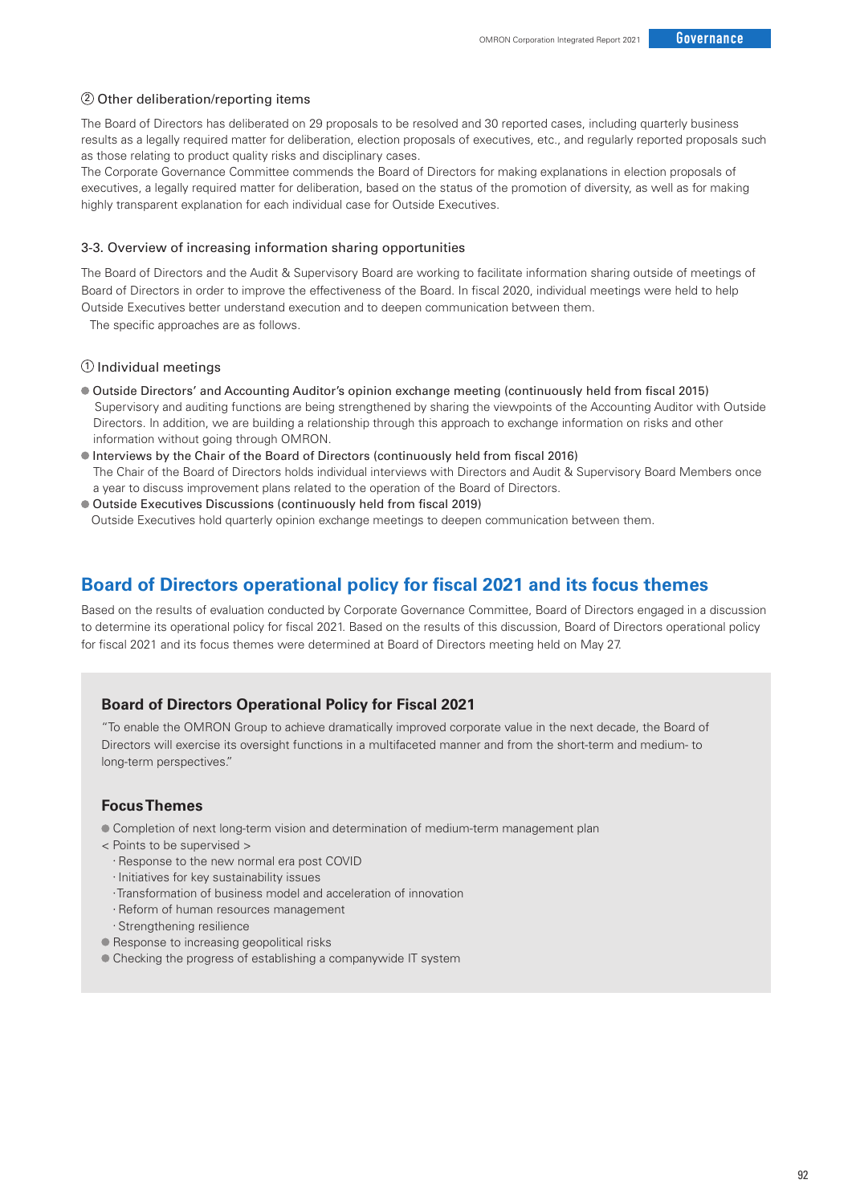### ② Other deliberation/reporting items

The Board of Directors has deliberated on 29 proposals to be resolved and 30 reported cases, including quarterly business results as a legally required matter for deliberation, election proposals of executives, etc., and regularly reported proposals such as those relating to product quality risks and disciplinary cases.

The Corporate Governance Committee commends the Board of Directors for making explanations in election proposals of executives, a legally required matter for deliberation, based on the status of the promotion of diversity, as well as for making highly transparent explanation for each individual case for Outside Executives.

### 3-3. Overview of increasing information sharing opportunities

The Board of Directors and the Audit & Supervisory Board are working to facilitate information sharing outside of meetings of Board of Directors in order to improve the effectiveness of the Board. In fiscal 2020, individual meetings were held to help Outside Executives better understand execution and to deepen communication between them.

The specific approaches are as follows.

### ① Individual meetings

- Outside Directors' and Accounting Auditor's opinion exchange meeting (continuously held from fiscal 2015)
  Supervisory and auditing functions are being strengthened by sharing the viewpoints of the Accounting Auditor with Outside Directors. In addition, we are building a relationship through this approach to exchange information on risks and other information without going through OMRON.
- Interviews by the Chair of the Board of Directors (continuously held from fiscal 2016)
  The Chair of the Board of Directors holds individual interviews with Directors and Audit & Supervisory Board Members once a year to discuss improvement plans related to the operation of the Board of Directors.
- Outside Executives Discussions (continuously held from fiscal 2019)
  Outside Executives hold quarterly opinion exchange meetings to deepen communication between them.

## Board of Directors operational policy for fiscal 2021 and its focus themes

Based on the results of evaluation conducted by Corporate Governance Committee, Board of Directors engaged in a discussion to determine its operational policy for fiscal 2021. Based on the results of this discussion, Board of Directors operational policy for fiscal 2021 and its focus themes were determined at Board of Directors meeting held on May 27.

### Board of Directors Operational Policy for Fiscal 2021

"To enable the OMRON Group to achieve dramatically improved corporate value in the next decade, the Board of Directors will exercise its oversight functions in a multifaceted manner and from the short-term and medium- to long-term perspectives."

### Focus Themes

- Completion of next long-term vision and determination of medium-term management plan

< Points to be supervised >

- · Response to the new normal era post COVID
- · Initiatives for key sustainability issues
- · Transformation of business model and acceleration of innovation
- · Reform of human resources management
- · Strengthening resilience

- Response to increasing geopolitical risks
- Checking the progress of establishing a companywide IT system